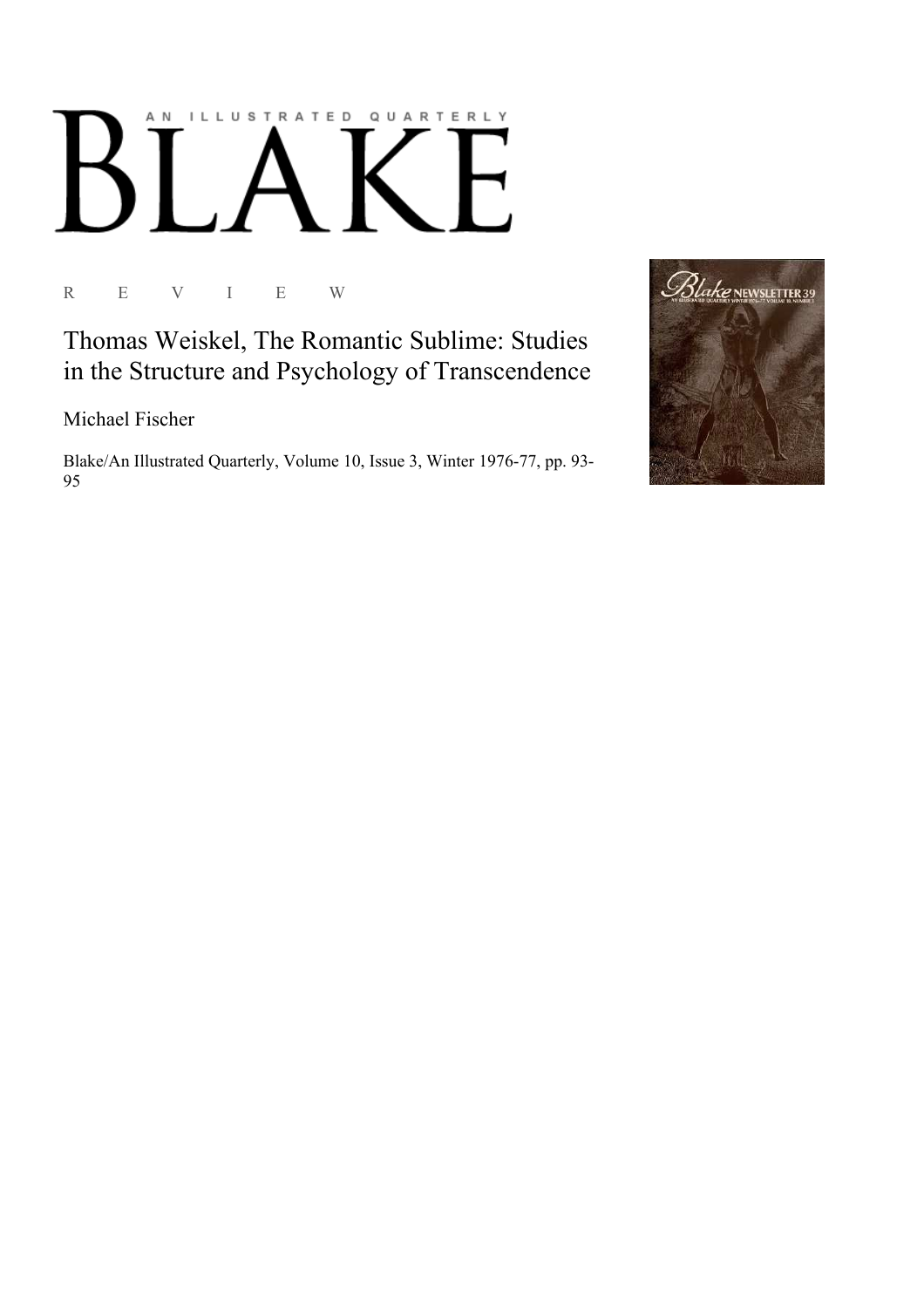AN ILLUSTRATED QUARTERLY

# BLAKE

R E V I E W

## Thomas Weiskel, The Romantic Sublime: Studies in the Structure and Psychology of Transcendence

Michael Fischer

Blake/An Illustrated Quarterly, Volume 10, Issue 3, Winter 1976-77, pp. 93-95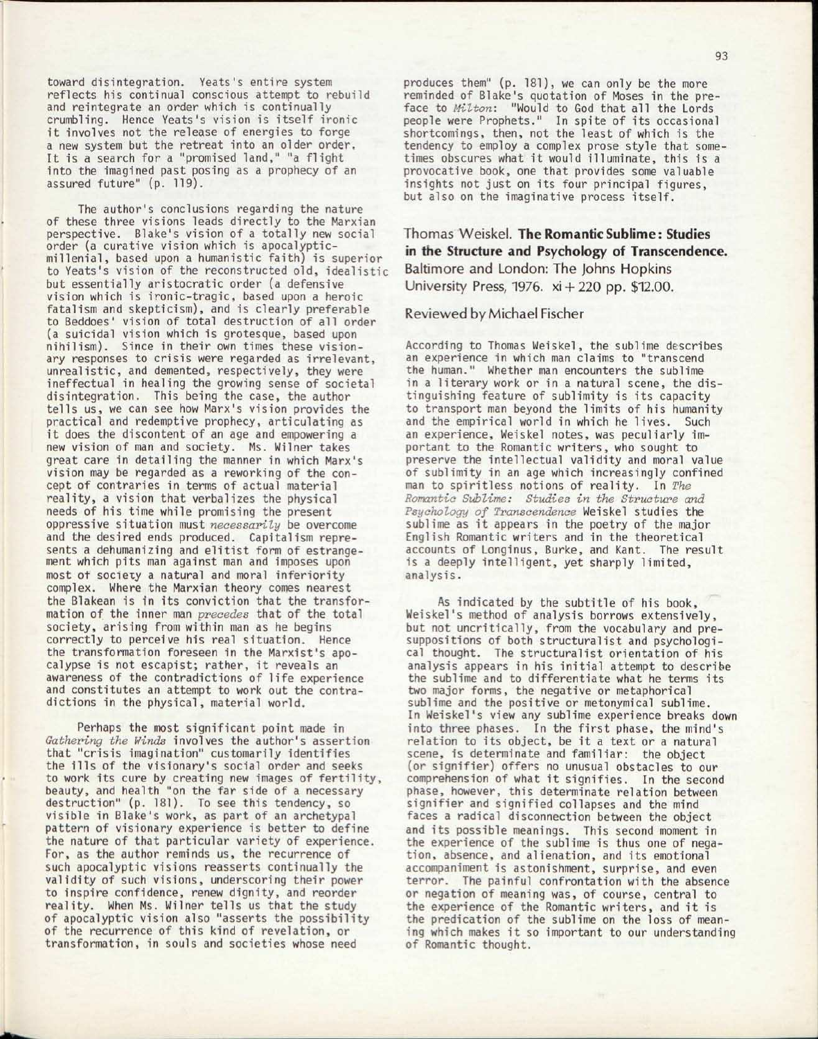toward disintegration. Yeats's entire system reflects his continual conscious attempt to rebuild and reintegrate an order which is continually crumbling. Hence Yeats's vision is itself ironic it involves not the release of energies to forge a new system but the retreat into an older order. It is a search for a "promised land," "a flight into the imagined past posing as a prophecy of an assured future" (p. 119).

The author's conclusions regarding the nature of these three visions leads directly to the Marxian perspective. Blake's vision of a totally new social order (a curative vision which is apocalyptic-millenial, based upon a humanistic faith) is superior to Yeats's vision of the reconstructed old, idealistic but essentially aristocratic order (a defensive vision which is ironic-tragic, based upon a heroic fatalism and skepticism), and is clearly preferable to Beddoes' vision of total destruction of all order (a suicidal vision which is grotesque, based upon nihilism). Since in their own times these visionary responses to crisis were regarded as irrelevant, unrealistic, and demented, respectively, they were ineffectual in healing the growing sense of societal disintegration. This being the case, the author tells us, we can see how Marx's vision provides the practical and redemptive prophecy, articulating as it does the discontent of an age and empowering a new vision of man and society. Ms. Wilner takes great care in detailing the manner in which Marx's vision may be regarded as a reworking of the concept of contraries in terms of actual material reality, a vision that verbalizes the physical needs of his time while promising the present oppressive situation must *necessarily* be overcome and the desired ends produced. Capitalism represents a dehumanizing and elitist form of estrangement which pits man against man and imposes upon most of society a natural and moral inferiority complex. Where the Marxian theory comes nearest the Blakean is in its conviction that the transformation of the inner man *precedes* that of the total society, arising from within man as he begins correctly to perceive his real situation. Hence the transformation foreseen in the Marxist's apocalypse is not escapist; rather, it reveals an awareness of the contradictions of life experience and constitutes an attempt to work out the contradictions in the physical, material world.

Perhaps the most significant point made in *Gathering the Winds* involves the author's assertion that "crisis imagination" customarily identifies the ills of the visionary's social order and seeks to work its cure by creating new images of fertility, beauty, and health "on the far side of a necessary destruction" (p. 181). To see this tendency, so visible in Blake's work, as part of an archetypal pattern of visionary experience is better to define the nature of that particular variety of experience. For, as the author reminds us, the recurrence of such apocalyptic visions reasserts continually the validity of such visions, underscoring their power to inspire confidence, renew dignity, and reorder reality. When Ms. Wilner tells us that the study of apocalyptic vision also "asserts the possibility of the recurrence of this kind of revelation, or transformation, in souls and societies whose need produces them" (p. 181), we can only be the more reminded of Blake's quotation of Moses in the preface to *Milton*: "Would to God that all the Lords people were Prophets." In spite of its occasional shortcomings, then, not the least of which is the tendency to employ a complex prose style that sometimes obscures what it would illuminate, this is a provocative book, one that provides some valuable insights not just on its four principal figures, but also on the imaginative process itself.

## Thomas Weiskel. **The Romantic Sublime: Studies in the Structure and Psychology of Transcendence.** Baltimore and London: The Johns Hopkins University Press, 1976. xi + 220 pp. $12.00.

### Reviewed by Michael Fischer

According to Thomas Weiskel, the sublime describes an experience in which man claims to "transcend the human." Whether man encounters the sublime in a literary work or in a natural scene, the distinguishing feature of sublimity is its capacity to transport man beyond the limits of his humanity and the empirical world in which he lives. Such an experience, Weiskel notes, was peculiarly important to the Romantic writers, who sought to preserve the intellectual validity and moral value of sublimity in an age which increasingly confined man to spiritless notions of reality. In *The Romantic Sublime: Studies in the Structure and Psychology of Transcendence* Weiskel studies the sublime as it appears in the poetry of the major English Romantic writers and in the theoretical accounts of Longinus, Burke, and Kant. The result is a deeply intelligent, yet sharply limited, analysis.

As indicated by the subtitle of his book, Weiskel's method of analysis borrows extensively, but not uncritically, from the vocabulary and presuppositions of both structuralist and psychological thought. The structuralist orientation of his analysis appears in his initial attempt to describe the sublime and to differentiate what he terms its two major forms, the negative or metaphorical sublime and the positive or metonymical sublime. In Weiskel's view any sublime experience breaks down into three phases. In the first phase, the mind's relation to its object, be it a text or a natural scene, is determinate and familiar: the object (or signifier) offers no unusual obstacles to our comprehension of what it signifies. In the second phase, however, this determinate relation between signifier and signified collapses and the mind faces a radical disconnection between the object and its possible meanings. This second moment in the experience of the sublime is thus one of negation, absence, and alienation, and its emotional accompaniment is astonishment, surprise, and even terror. The painful confrontation with the absence or negation of meaning was, of course, central to the experience of the Romantic writers, and it is the predication of the sublime on the loss of meaning which makes it so important to our understanding of Romantic thought.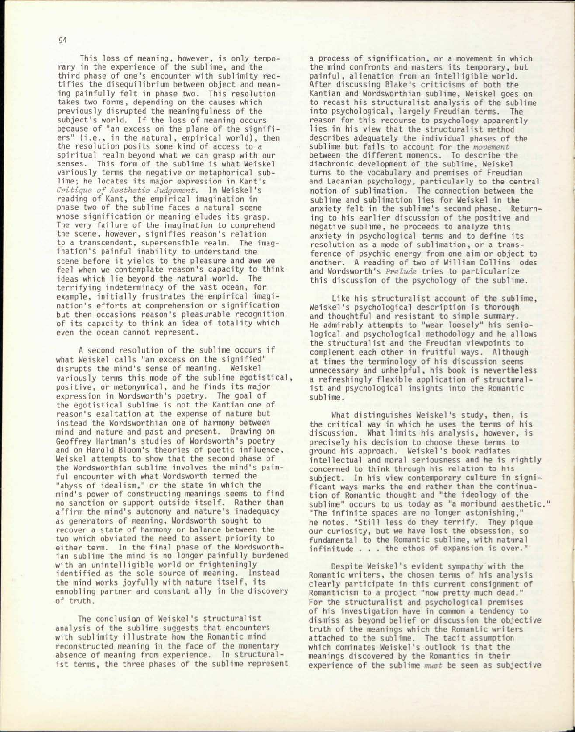This loss of meaning, however, is only temporary in the experience of the sublime, and the third phase of one's encounter with sublimity rectifies the disequilibrium between object and meaning painfully felt in phase two. This resolution takes two forms, depending on the causes which previously disrupted the meaningfulness of the subject's world. If the loss of meaning occurs because of "an excess on the plane of the signifiers" (i.e., in the natural, empirical world), then the resolution posits some kind of access to a spiritual realm beyond what we can grasp with our senses. This form of the sublime is what Weiskel variously terms the negative or metaphorical sublime; he locates its major expression in Kant's *Critique of Aesthetic Judgement*. In Weiskel's reading of Kant, the empirical imagination in phase two of the sublime faces a natural scene whose signification or meaning eludes its grasp. The very failure of the imagination to comprehend the scene, however, signifies reason's relation to a transcendent, supersensible realm. The imagination's painful inability to understand the scene before it yields to the pleasure and awe we feel when we contemplate reason's capacity to think ideas which lie beyond the natural world. The terrifying indeterminacy of the vast ocean, for example, initially frustrates the empirical imagination's efforts at comprehension or signification but then occasions reason's pleasurable recognition of its capacity to think an idea of totality which even the ocean cannot represent.

A second resolution of the sublime occurs if what Weiskel calls "an excess on the signified" disrupts the mind's sense of meaning. Weiskel variously terms this mode of the sublime egotistical, positive, or metonymical, and he finds its major expression in Wordsworth's poetry. The goal of the egotistical sublime is not the Kantian one of reason's exaltation at the expense of nature but instead the Wordsworthian one of harmony between mind and nature and past and present. Drawing on Geoffrey Hartman's studies of Wordsworth's poetry and on Harold Bloom's theories of poetic influence, Weiskel attempts to show that the second phase of the Wordsworthian sublime involves the mind's painful encounter with what Wordsworth termed the "abyss of idealism," or the state in which the mind's power of constructing meanings seems to find no sanction or support outside itself. Rather than affirm the mind's autonomy and nature's inadequacy as generators of meaning, Wordsworth sought to recover a state of harmony or balance between the two which obviated the need to assert priority to either term. In the final phase of the Wordsworthian sublime the mind is no longer painfully burdened with an unintelligible world or frighteningly identified as the sole source of meaning. Instead the mind works joyfully with nature itself, its ennobling partner and constant ally in the discovery of truth.

The conclusion of Weiskel's structuralist analysis of the sublime suggests that encounters with sublimity illustrate how the Romantic mind reconstructed meaning in the face of the momentary absence of meaning from experience. In structuralist terms, the three phases of the sublime represent a process of signification, or a movement in which the mind confronts and masters its temporary, but painful, alienation from an intelligible world. After discussing Blake's criticisms of both the Kantian and Wordsworthian sublime, Weiskel goes on to recast his structuralist analysis of the sublime into psychological, largely Freudian terms. The reason for this recourse to psychology apparently lies in his view that the structuralist method describes adequately the individual phases of the sublime but fails to account for the *movement* between the different moments. To describe the diachronic development of the sublime, Weiskel turns to the vocabulary and premises of Freudian and Lacanian psychology, particularly to the central notion of sublimation. The connection between the sublime and sublimation lies for Weiskel in the anxiety felt in the sublime's second phase. Returning to his earlier discussion of the positive and negative sublime, he proceeds to analyze this anxiety in psychological terms and to define its resolution as a mode of sublimation, or a transference of psychic energy from one aim or object to another. A reading of two of William Collins' odes and Wordsworth's *Prelude* tries to particularize this discussion of the psychology of the sublime.

Like his structuralist account of the sublime, Weiskel's psychological description is thorough and thoughtful and resistant to simple summary. He admirably attempts to "wear loosely" his semiological and psychological methodology and he allows the structuralist and the Freudian viewpoints to complement each other in fruitful ways. Although at times the terminology of his discussion seems unnecessary and unhelpful, his book is nevertheless a refreshingly flexible application of structuralist and psychological insights into the Romantic sublime.

What distinguishes Weiskel's study, then, is the critical way in which he uses the terms of his discussion. What limits his analysis, however, is precisely his decision to choose these terms to ground his approach. Weiskel's book radiates intellectual and moral seriousness and he is rightly concerned to think through his relation to his subject. In his view contemporary culture in significant ways marks the end rather than the continuation of Romantic thought and "the ideology of the sublime" occurs to us today as "a moribund aesthetic." "The infinite spaces are no longer astonishing," he notes. "Still less do they terrify. They pique our curiosity, but we have lost the obsession, so fundamental to the Romantic sublime, with natural infinitude . . . the ethos of expansion is over."

Despite Weiskel's evident sympathy with the Romantic writers, the chosen terms of his analysis clearly participate in this current consignment of Romanticism to a project "now pretty much dead." For the structuralist and psychological premises of his investigation have in common a tendency to dismiss as beyond belief or discussion the objective truth of the meanings which the Romantic writers attached to the sublime. The tacit assumption which dominates Weiskel's outlook is that the meanings discovered by the Romantics in their experience of the sublime *must* be seen as subjective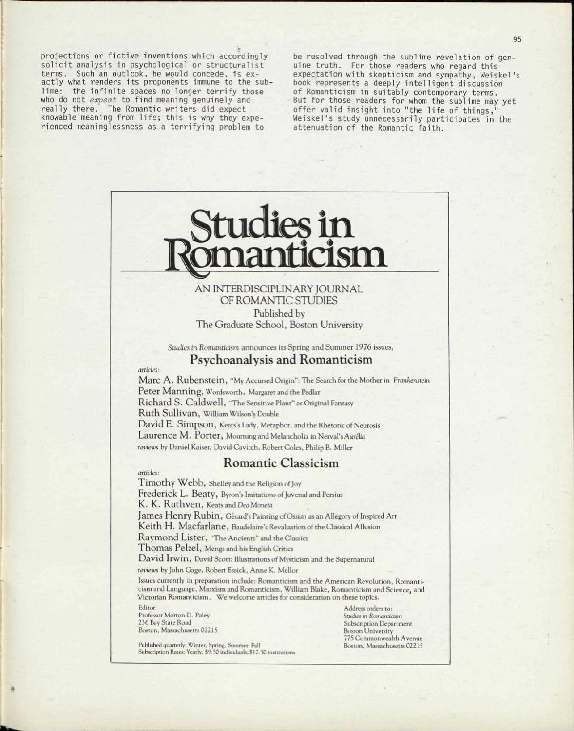projections or fictive inventions which accordingly solicit analysis in psychological or structuralist terms. Such an outlook, he would concede, is exactly what renders its proponents immune to the sublime: the infinite spaces no longer terrify those who do not *expect* to find meaning genuinely and really there. The Romantic writers did expect knowable meaning from life; this is why they experienced meaninglessness as a terrifying problem to be resolved through the sublime revelation of genuine truth. For those readers who regard this expectation with skepticism and sympathy, Weiskel's book represents a deeply intelligent discussion of Romanticism in suitably contemporary terms. But for those readers for whom the sublime may yet offer valid insight into "the life of things," Weiskel's study unnecessarily participates in the attenuation of the Romantic faith.

# Studies in Romanticism

AN INTERDISCIPLINARY JOURNAL OF ROMANTIC STUDIES

Published by
The Graduate School, Boston University

*Studies in Romanticism* announces its Spring and Summer 1976 issues,

## Psychoanalysis and Romanticism

*articles:*

Marc A. Rubenstein, "My Accursed Origin": The Search for the Mother in *Frankenstein*
Peter Manning, Wordsworth, Margaret and the Pedlar
Richard S. Caldwell, "The Sensitive Plant" as Original Fantasy
Ruth Sullivan, William Wilson's Double
David E. Simpson, Keats's Lady, Metaphor, and the Rhetoric of Neurosis
Laurence M. Porter, Mourning and Melancholia in Nerval's *Aurélia*

*reviews* by Daniel Kaiser, David Cavitch, Robert Coles, Philip B. Miller

## Romantic Classicism

*articles:*

Timothy Webb, Shelley and the Religion of Joy
Frederick L. Beaty, Byron's Imitations of Juvenal and Persius
K. K. Ruthven, Keats and *Dea Moneta*
James Henry Rubin, Gérard's Painting of Ossian as an Allegory of Inspired Art
Keith H. Macfarlane, Baudelaire's Revaluation of the Classical Allusion
Raymond Lister, "The Ancients" and the Classics
Thomas Pelzel, Mengs and his English Critics
David Irwin, David Scott: Illustrations of Mysticism and the Supernatural

*reviews* by John Gage, Robert Essick, Anne K. Mellor

Issues currently in preparation include: Romanticism and the American Revolution, Romanticism and Language, Marxism and Romanticism, William Blake, Romanticism and Science, and Victorian Romanticism. We welcome articles for consideration on these topics.

Editor:
Professor Morton D. Paley
236 Bay State Road
Boston, Massachusetts 02215

Address orders to:
*Studies in Romanticism*
Subscription Department
Boston University
775 Commonwealth Avenue
Boston, Massachusetts 02215

Published quarterly: Winter, Spring, Summer, Fall
Subscription Rates: Yearly, $9.50 individuals; $12.50 institutions